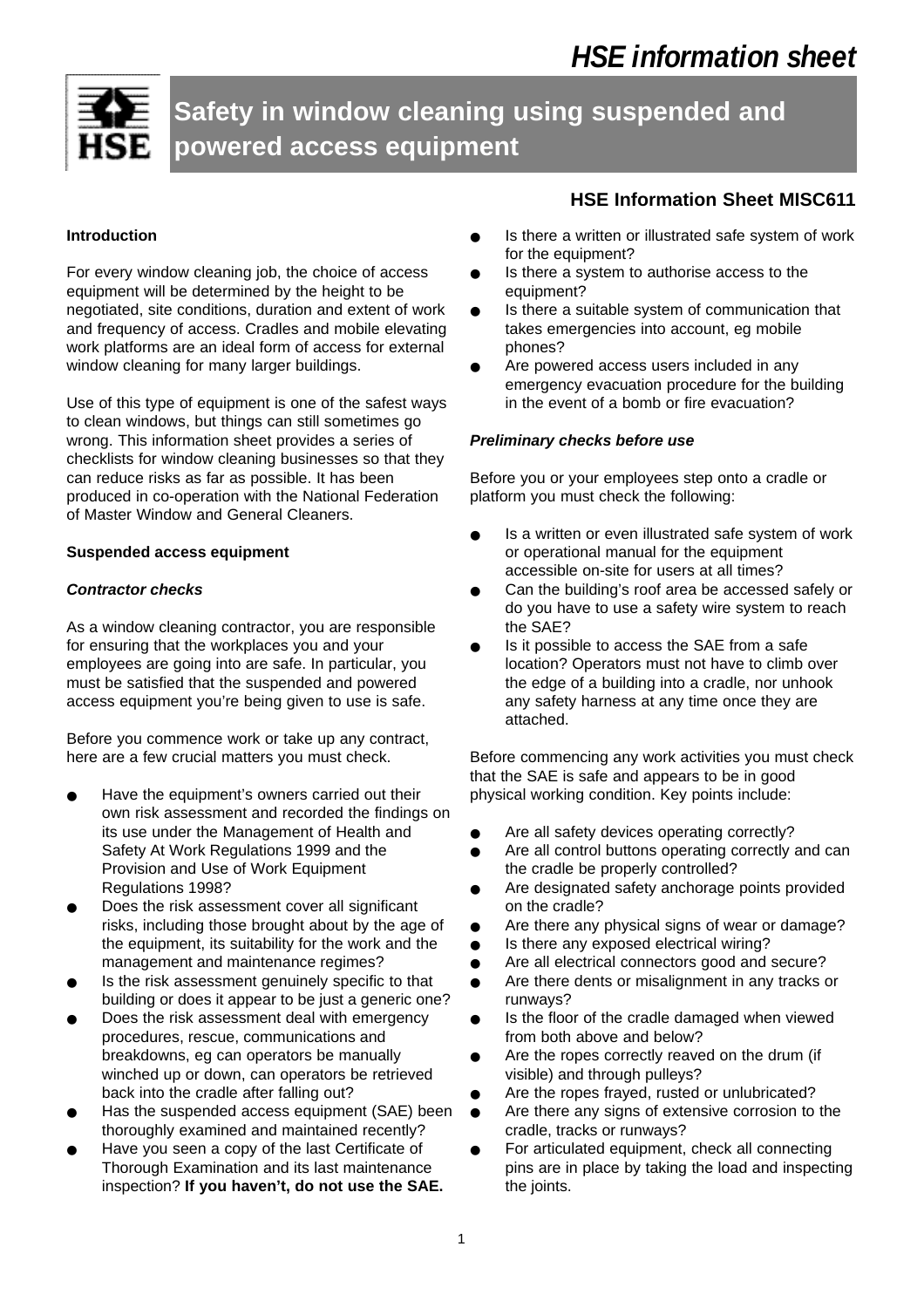# HSE information sheet

## Safety in window cleaning using suspended and powered access equipment

**HSE Information Sheet MISC611**

### Introduction

For every window cleaning job, the choice of access equipment will be determined by the height to be negotiated, site conditions, duration and extent of work and frequency of access. Cradles and mobile elevating work platforms are an ideal form of access for external window cleaning for many larger buildings.

Use of this type of equipment is one of the safest ways to clean windows, but things can still sometimes go wrong. This information sheet provides a series of checklists for window cleaning businesses so that they can reduce risks as far as possible. It has been produced in co-operation with the National Federation of Master Window and General Cleaners.

### Suspended access equipment

#### *Contractor checks*

As a window cleaning contractor, you are responsible for ensuring that the workplaces you and your employees are going into are safe. In particular, you must be satisfied that the suspended and powered access equipment you're being given to use is safe.

Before you commence work or take up any contract, here are a few crucial matters you must check.

- Have the equipment's owners carried out their own risk assessment and recorded the findings on its use under the Management of Health and Safety At Work Regulations 1999 and the Provision and Use of Work Equipment Regulations 1998?
- Does the risk assessment cover all significant risks, including those brought about by the age of the equipment, its suitability for the work and the management and maintenance regimes?
- Is the risk assessment genuinely specific to that building or does it appear to be just a generic one?
- Does the risk assessment deal with emergency procedures, rescue, communications and breakdowns, eg can operators be manually winched up or down, can operators be retrieved back into the cradle after falling out?
- Has the suspended access equipment (SAE) been thoroughly examined and maintained recently?
- Have you seen a copy of the last Certificate of Thorough Examination and its last maintenance inspection? **If you haven't, do not use the SAE.**
- Is there a written or illustrated safe system of work for the equipment?
- Is there a system to authorise access to the equipment?
- Is there a suitable system of communication that takes emergencies into account, eg mobile phones?
- Are powered access users included in any emergency evacuation procedure for the building in the event of a bomb or fire evacuation?

#### *Preliminary checks before use*

Before you or your employees step onto a cradle or platform you must check the following:

- Is a written or even illustrated safe system of work or operational manual for the equipment accessible on-site for users at all times?
- Can the building's roof area be accessed safely or do you have to use a safety wire system to reach the SAE?
- Is it possible to access the SAE from a safe location? Operators must not have to climb over the edge of a building into a cradle, nor unhook any safety harness at any time once they are attached.

Before commencing any work activities you must check that the SAE is safe and appears to be in good physical working condition. Key points include:

- Are all safety devices operating correctly?
- Are all control buttons operating correctly and can the cradle be properly controlled?
- Are designated safety anchorage points provided on the cradle?
- Are there any physical signs of wear or damage?
- Is there any exposed electrical wiring?
- Are all electrical connectors good and secure?
- Are there dents or misalignment in any tracks or runways?
- Is the floor of the cradle damaged when viewed from both above and below?
- Are the ropes correctly reaved on the drum (if visible) and through pulleys?
- Are the ropes frayed, rusted or unlubricated?
- Are there any signs of extensive corrosion to the cradle, tracks or runways?
- For articulated equipment, check all connecting pins are in place by taking the load and inspecting the joints.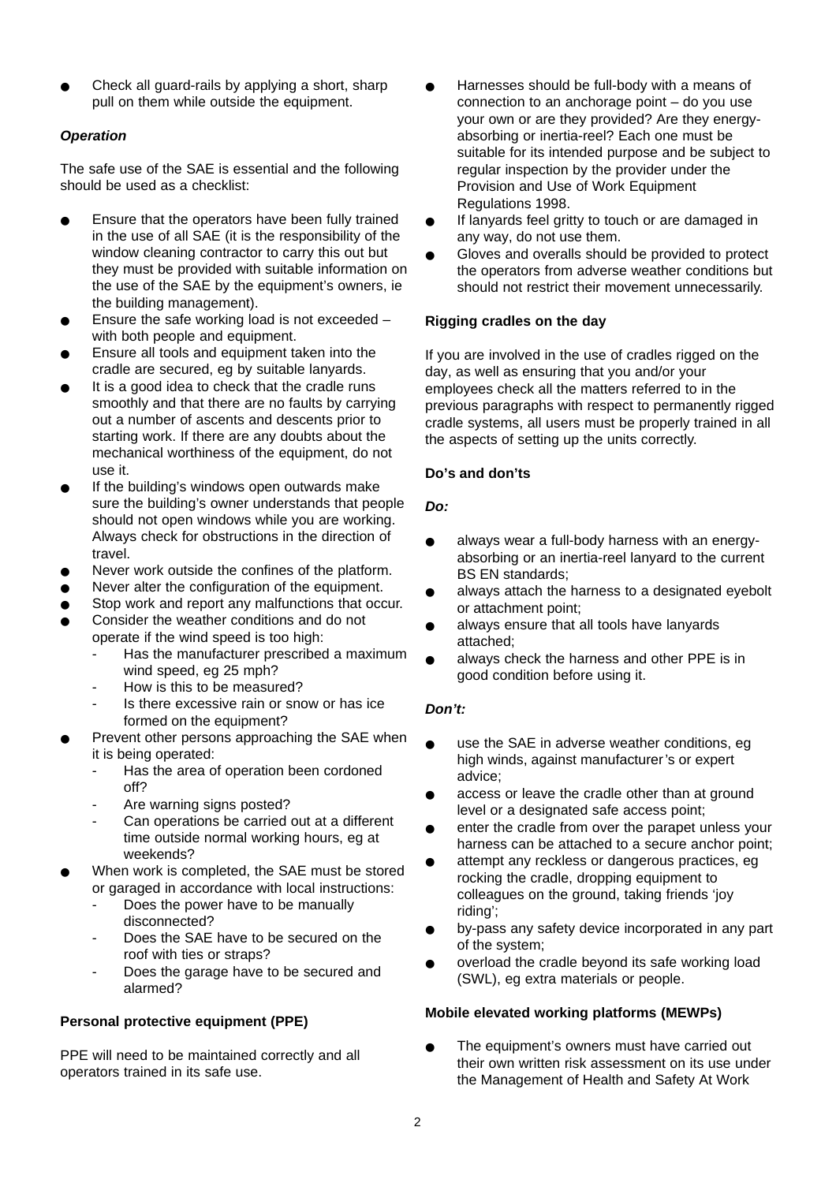- Check all guard-rails by applying a short, sharp pull on them while outside the equipment.

### *Operation*

The safe use of the SAE is essential and the following should be used as a checklist:

- Ensure that the operators have been fully trained in the use of all SAE (it is the responsibility of the window cleaning contractor to carry this out but they must be provided with suitable information on the use of the SAE by the equipment's owners, ie the building management).
- Ensure the safe working load is not exceeded – with both people and equipment.
- Ensure all tools and equipment taken into the cradle are secured, eg by suitable lanyards.
- It is a good idea to check that the cradle runs smoothly and that there are no faults by carrying out a number of ascents and descents prior to starting work. If there are any doubts about the mechanical worthiness of the equipment, do not use it.
- If the building's windows open outwards make sure the building's owner understands that people should not open windows while you are working. Always check for obstructions in the direction of travel.
- Never work outside the confines of the platform.
- Never alter the configuration of the equipment.
- Stop work and report any malfunctions that occur.
- Consider the weather conditions and do not operate if the wind speed is too high:
  - Has the manufacturer prescribed a maximum wind speed, eg 25 mph?
  - How is this to be measured?
  - Is there excessive rain or snow or has ice formed on the equipment?
- Prevent other persons approaching the SAE when it is being operated:
  - Has the area of operation been cordoned off?
  - Are warning signs posted?
  - Can operations be carried out at a different time outside normal working hours, eg at weekends?
- When work is completed, the SAE must be stored or garaged in accordance with local instructions:
  - Does the power have to be manually disconnected?
  - Does the SAE have to be secured on the roof with ties or straps?
  - Does the garage have to be secured and alarmed?

### Personal protective equipment (PPE)

PPE will need to be maintained correctly and all operators trained in its safe use.

- Harnesses should be full-body with a means of connection to an anchorage point – do you use your own or are they provided? Are they energy-absorbing or inertia-reel? Each one must be suitable for its intended purpose and be subject to regular inspection by the provider under the Provision and Use of Work Equipment Regulations 1998.
- If lanyards feel gritty to touch or are damaged in any way, do not use them.
- Gloves and overalls should be provided to protect the operators from adverse weather conditions but should not restrict their movement unnecessarily.

### Rigging cradles on the day

If you are involved in the use of cradles rigged on the day, as well as ensuring that you and/or your employees check all the matters referred to in the previous paragraphs with respect to permanently rigged cradle systems, all users must be properly trained in all the aspects of setting up the units correctly.

### Do's and don'ts

***Do:***

- always wear a full-body harness with an energy-absorbing or an inertia-reel lanyard to the current BS EN standards;
- always attach the harness to a designated eyebolt or attachment point;
- always ensure that all tools have lanyards attached;
- always check the harness and other PPE is in good condition before using it.

***Don't:***

- use the SAE in adverse weather conditions, eg high winds, against manufacturer's or expert advice;
- access or leave the cradle other than at ground level or a designated safe access point;
- enter the cradle from over the parapet unless your harness can be attached to a secure anchor point;
- attempt any reckless or dangerous practices, eg rocking the cradle, dropping equipment to colleagues on the ground, taking friends 'joy riding';
- by-pass any safety device incorporated in any part of the system;
- overload the cradle beyond its safe working load (SWL), eg extra materials or people.

### Mobile elevated working platforms (MEWPs)

- The equipment's owners must have carried out their own written risk assessment on its use under the Management of Health and Safety At Work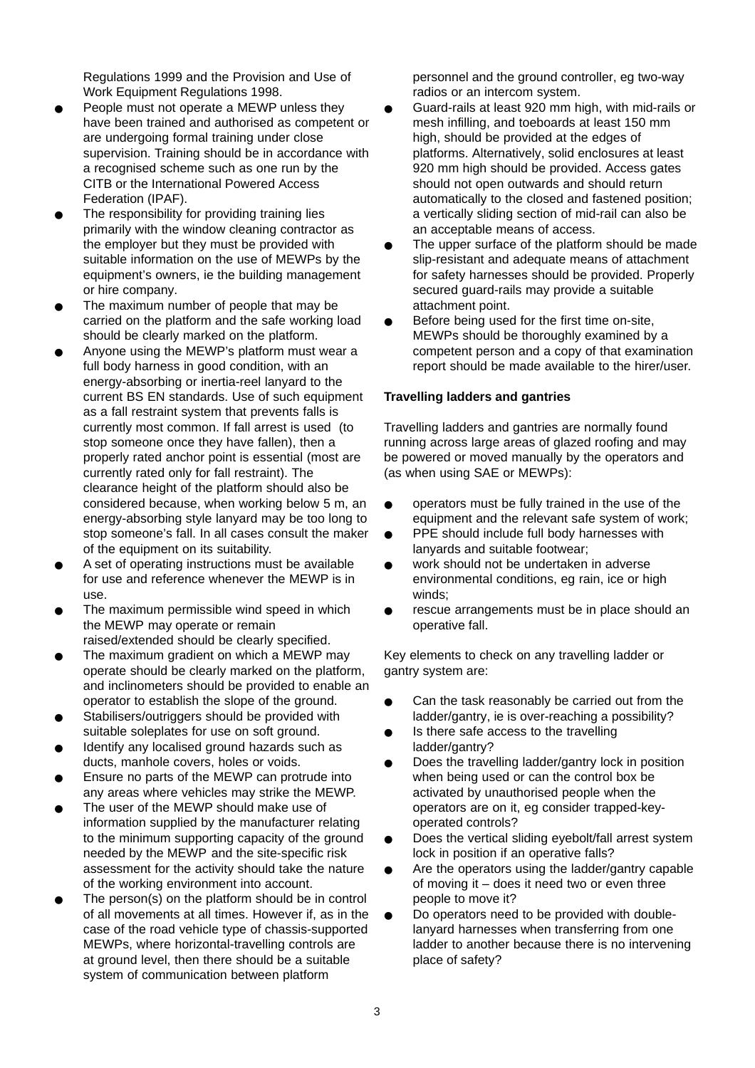Regulations 1999 and the Provision and Use of Work Equipment Regulations 1998.

- People must not operate a MEWP unless they have been trained and authorised as competent or are undergoing formal training under close supervision. Training should be in accordance with a recognised scheme such as one run by the CITB or the International Powered Access Federation (IPAF).
- The responsibility for providing training lies primarily with the window cleaning contractor as the employer but they must be provided with suitable information on the use of MEWPs by the equipment's owners, ie the building management or hire company.
- The maximum number of people that may be carried on the platform and the safe working load should be clearly marked on the platform.
- Anyone using the MEWP's platform must wear a full body harness in good condition, with an energy-absorbing or inertia-reel lanyard to the current BS EN standards. Use of such equipment as a fall restraint system that prevents falls is currently most common. If fall arrest is used (to stop someone once they have fallen), then a properly rated anchor point is essential (most are currently rated only for fall restraint). The clearance height of the platform should also be considered because, when working below 5 m, an energy-absorbing style lanyard may be too long to stop someone's fall. In all cases consult the maker of the equipment on its suitability.
- A set of operating instructions must be available for use and reference whenever the MEWP is in use.
- The maximum permissible wind speed in which the MEWP may operate or remain raised/extended should be clearly specified.
- The maximum gradient on which a MEWP may operate should be clearly marked on the platform, and inclinometers should be provided to enable an operator to establish the slope of the ground.
- Stabilisers/outriggers should be provided with suitable soleplates for use on soft ground.
- Identify any localised ground hazards such as ducts, manhole covers, holes or voids.
- Ensure no parts of the MEWP can protrude into any areas where vehicles may strike the MEWP.
- The user of the MEWP should make use of information supplied by the manufacturer relating to the minimum supporting capacity of the ground needed by the MEWP and the site-specific risk assessment for the activity should take the nature of the working environment into account.
- The person(s) on the platform should be in control of all movements at all times. However if, as in the case of the road vehicle type of chassis-supported MEWPs, where horizontal-travelling controls are at ground level, then there should be a suitable system of communication between platform personnel and the ground controller, eg two-way radios or an intercom system.
- Guard-rails at least 920 mm high, with mid-rails or mesh infilling, and toeboards at least 150 mm high, should be provided at the edges of platforms. Alternatively, solid enclosures at least 920 mm high should be provided. Access gates should not open outwards and should return automatically to the closed and fastened position; a vertically sliding section of mid-rail can also be an acceptable means of access.
- The upper surface of the platform should be made slip-resistant and adequate means of attachment for safety harnesses should be provided. Properly secured guard-rails may provide a suitable attachment point.
- Before being used for the first time on-site, MEWPs should be thoroughly examined by a competent person and a copy of that examination report should be made available to the hirer/user.

**Travelling ladders and gantries**

Travelling ladders and gantries are normally found running across large areas of glazed roofing and may be powered or moved manually by the operators and (as when using SAE or MEWPs):

- operators must be fully trained in the use of the equipment and the relevant safe system of work;
- PPE should include full body harnesses with lanyards and suitable footwear;
- work should not be undertaken in adverse environmental conditions, eg rain, ice or high winds;
- rescue arrangements must be in place should an operative fall.

Key elements to check on any travelling ladder or gantry system are:

- Can the task reasonably be carried out from the ladder/gantry, ie is over-reaching a possibility?
- Is there safe access to the travelling ladder/gantry?
- Does the travelling ladder/gantry lock in position when being used or can the control box be activated by unauthorised people when the operators are on it, eg consider trapped-key-operated controls?
- Does the vertical sliding eyebolt/fall arrest system lock in position if an operative falls?
- Are the operators using the ladder/gantry capable of moving it – does it need two or even three people to move it?
- Do operators need to be provided with double-lanyard harnesses when transferring from one ladder to another because there is no intervening place of safety?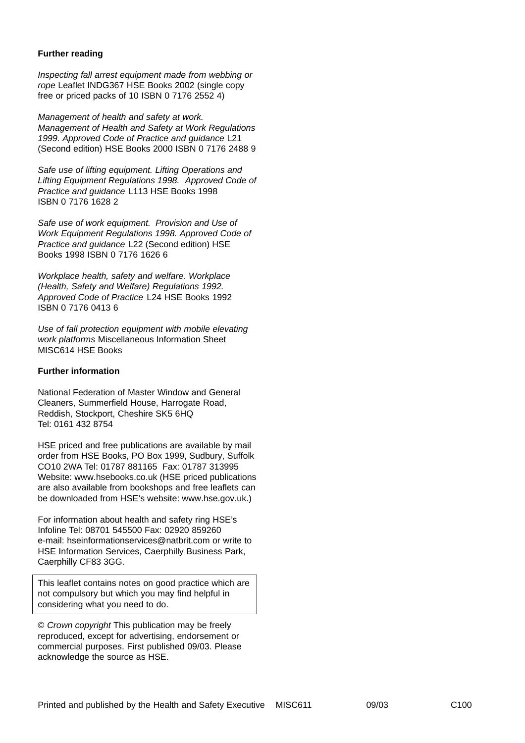**Further reading**

*Inspecting fall arrest equipment made from webbing or rope* Leaflet INDG367 HSE Books 2002 (single copy free or priced packs of 10 ISBN 0 7176 2552 4)

*Management of health and safety at work. Management of Health and Safety at Work Regulations 1999. Approved Code of Practice and guidance* L21 (Second edition) HSE Books 2000 ISBN 0 7176 2488 9

*Safe use of lifting equipment. Lifting Operations and Lifting Equipment Regulations 1998. Approved Code of Practice and guidance* L113 HSE Books 1998 ISBN 0 7176 1628 2

*Safe use of work equipment. Provision and Use of Work Equipment Regulations 1998. Approved Code of Practice and guidance* L22 (Second edition) HSE Books 1998 ISBN 0 7176 1626 6

*Workplace health, safety and welfare. Workplace (Health, Safety and Welfare) Regulations 1992. Approved Code of Practice* L24 HSE Books 1992 ISBN 0 7176 0413 6

*Use of fall protection equipment with mobile elevating work platforms* Miscellaneous Information Sheet MISC614 HSE Books

**Further information**

National Federation of Master Window and General Cleaners, Summerfield House, Harrogate Road, Reddish, Stockport, Cheshire SK5 6HQ
Tel: 0161 432 8754

HSE priced and free publications are available by mail order from HSE Books, PO Box 1999, Sudbury, Suffolk CO10 2WA Tel: 01787 881165 Fax: 01787 313995 Website: www.hsebooks.co.uk (HSE priced publications are also available from bookshops and free leaflets can be downloaded from HSE's website: www.hse.gov.uk.)

For information about health and safety ring HSE's Infoline Tel: 08701 545500 Fax: 02920 859260 e-mail: hseinformationservices@natbrit.com or write to HSE Information Services, Caerphilly Business Park, Caerphilly CF83 3GG.

This leaflet contains notes on good practice which are not compulsory but which you may find helpful in considering what you need to do.

© *Crown copyright* This publication may be freely reproduced, except for advertising, endorsement or commercial purposes. First published 09/03. Please acknowledge the source as HSE.

Printed and published by the Health and Safety Executive MISC611 09/03 C100